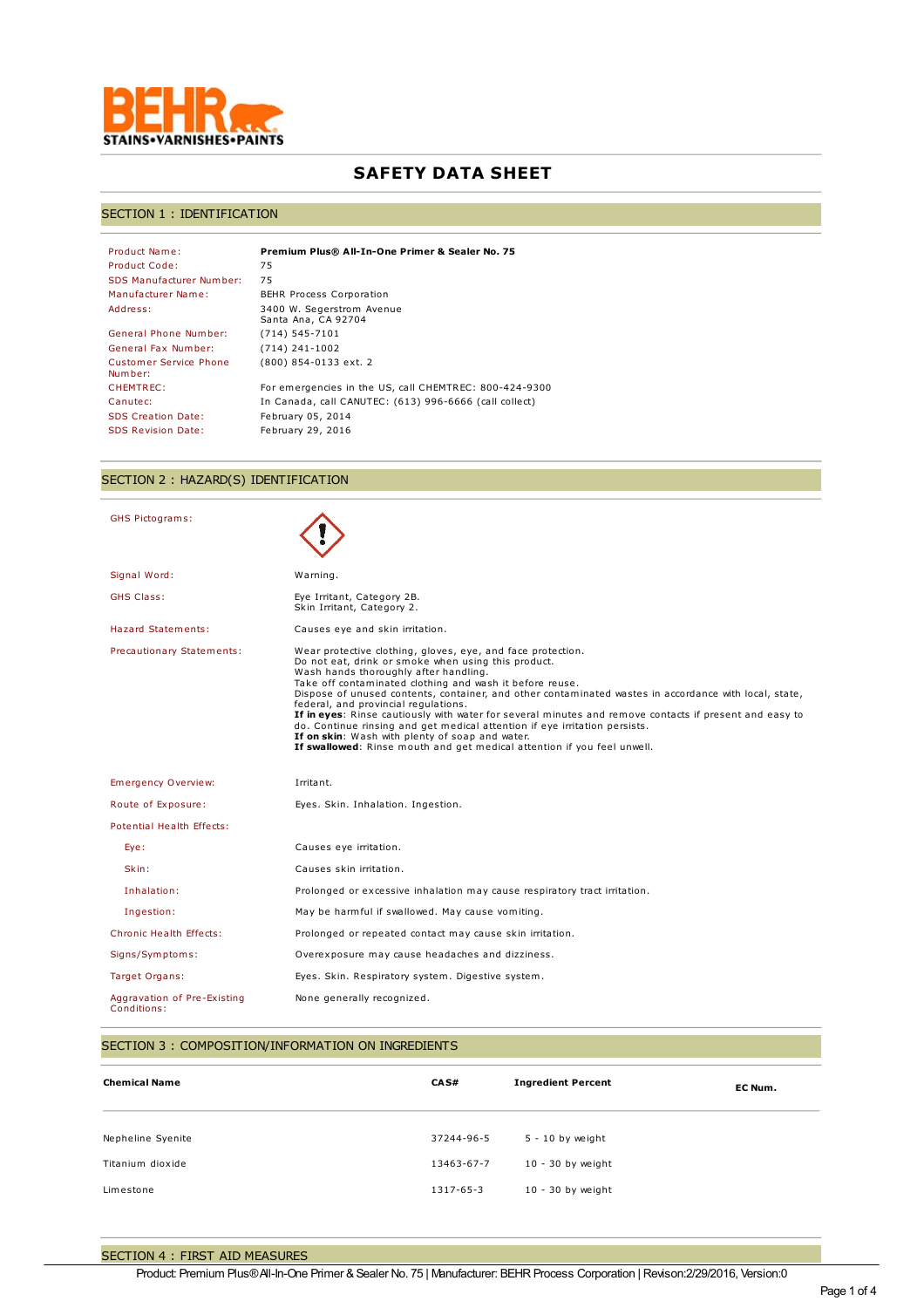BEHR
STAINS•VARNISHES•PAINTS

# SAFETY DATA SHEET

## SECTION 1 : IDENTIFICATION

| | |
|---|---|
| Product Name: | **Premium Plus® All-In-One Primer & Sealer No. 75** |
| Product Code: | 75 |
| SDS Manufacturer Number: | 75 |
| Manufacturer Name: | BEHR Process Corporation |
| Address: | 3400 W. Segerstrom Avenue<br>Santa Ana, CA 92704 |
| General Phone Number: | (714) 545-7101 |
| General Fax Number: | (714) 241-1002 |
| Customer Service Phone Number: | (800) 854-0133 ext. 2 |
| CHEMTREC: | For emergencies in the US, call CHEMTREC: 800-424-9300 |
| Canutec: | In Canada, call CANUTEC: (613) 996-6666 (call collect) |
| SDS Creation Date: | February 05, 2014 |
| SDS Revision Date: | February 29, 2016 |

## SECTION 2 : HAZARD(S) IDENTIFICATION

| | |
|---|---|
| GHS Pictograms: | |
| Signal Word: | Warning. |
| GHS Class: | Eye Irritant, Category 2B.<br>Skin Irritant, Category 2. |
| Hazard Statements: | Causes eye and skin irritation. |
| Precautionary Statements: | Wear protective clothing, gloves, eye, and face protection.<br>Do not eat, drink or smoke when using this product.<br>Wash hands thoroughly after handling.<br>Take off contaminated clothing and wash it before reuse.<br>Dispose of unused contents, container, and other contaminated wastes in accordance with local, state, federal, and provincial regulations.<br>**If in eyes**: Rinse cautiously with water for several minutes and remove contacts if present and easy to do. Continue rinsing and get medical attention if eye irritation persists.<br>**If on skin**: Wash with plenty of soap and water.<br>**If swallowed**: Rinse mouth and get medical attention if you feel unwell. |
| Emergency Overview: | Irritant. |
| Route of Exposure: | Eyes. Skin. Inhalation. Ingestion. |
| Potential Health Effects: | |
| Eye: | Causes eye irritation. |
| Skin: | Causes skin irritation. |
| Inhalation: | Prolonged or excessive inhalation may cause respiratory tract irritation. |
| Ingestion: | May be harmful if swallowed. May cause vomiting. |
| Chronic Health Effects: | Prolonged or repeated contact may cause skin irritation. |
| Signs/Symptoms: | Overexposure may cause headaches and dizziness. |
| Target Organs: | Eyes. Skin. Respiratory system. Digestive system. |
| Aggravation of Pre-Existing Conditions: | None generally recognized. |

## SECTION 3 : COMPOSITION/INFORMATION ON INGREDIENTS

| Chemical Name | CAS# | Ingredient Percent | EC Num. |
|---|---|---|---|
| Nepheline Syenite | 37244-96-5 | 5 - 10 by weight | |
| Titanium dioxide | 13463-67-7 | 10 - 30 by weight | |
| Limestone | 1317-65-3 | 10 - 30 by weight | |

## SECTION 4 : FIRST AID MEASURES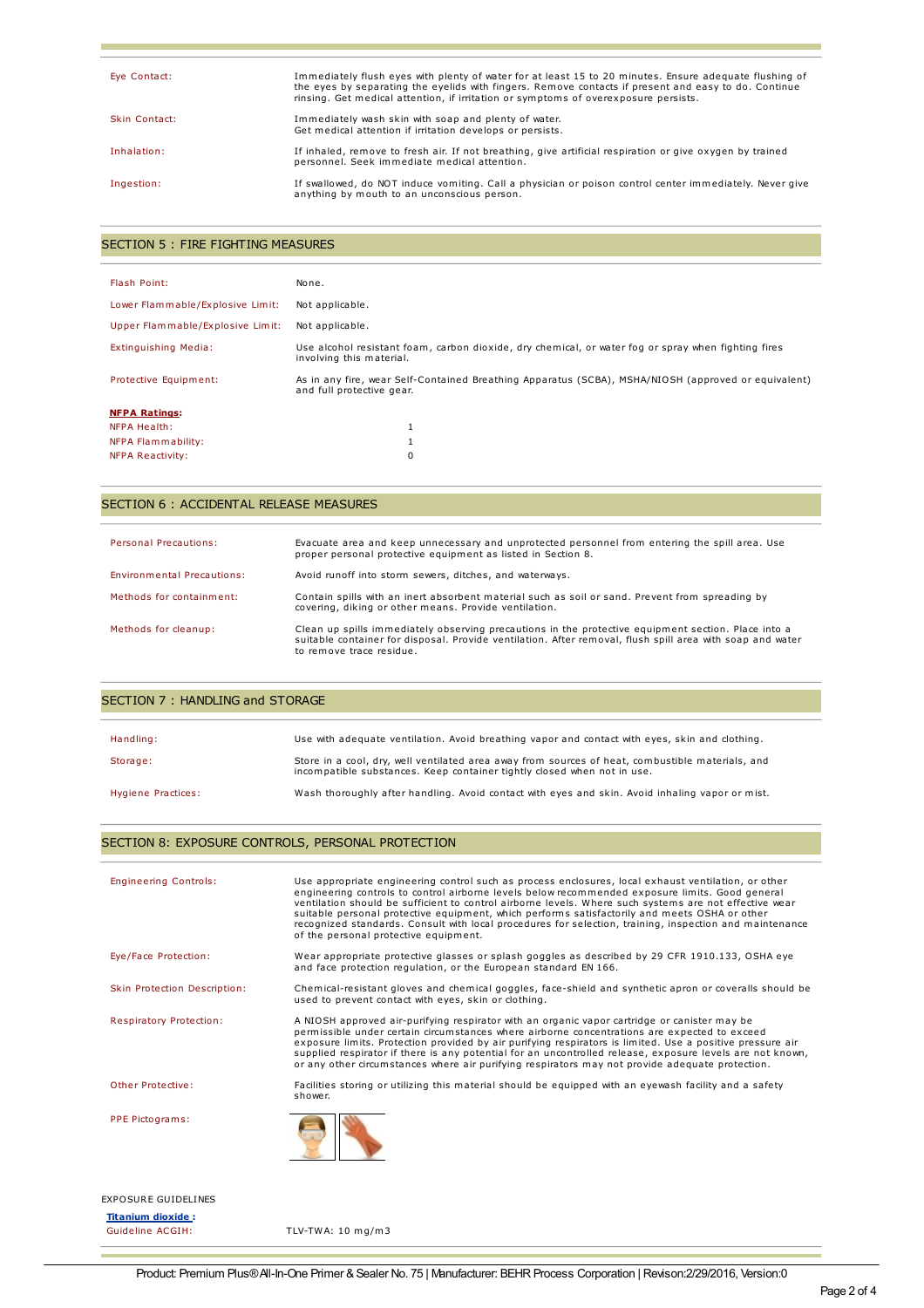| | |
|---|---|
| Eye Contact: | Immediately flush eyes with plenty of water for at least 15 to 20 minutes. Ensure adequate flushing of the eyes by separating the eyelids with fingers. Remove contacts if present and easy to do. Continue rinsing. Get medical attention, if irritation or symptoms of overexposure persists. |
| Skin Contact: | Immediately wash skin with soap and plenty of water. Get medical attention if irritation develops or persists. |
| Inhalation: | If inhaled, remove to fresh air. If not breathing, give artificial respiration or give oxygen by trained personnel. Seek immediate medical attention. |
| Ingestion: | If swallowed, do NOT induce vomiting. Call a physician or poison control center immediately. Never give anything by mouth to an unconscious person. |

## SECTION 5 : FIRE FIGHTING MEASURES

| | |
|---|---|
| Flash Point: | None. |
| Lower Flammable/Explosive Limit: | Not applicable. |
| Upper Flammable/Explosive Limit: | Not applicable. |
| Extinguishing Media: | Use alcohol resistant foam, carbon dioxide, dry chemical, or water fog or spray when fighting fires involving this material. |
| Protective Equipment: | As in any fire, wear Self-Contained Breathing Apparatus (SCBA), MSHA/NIOSH (approved or equivalent) and full protective gear. |

**NFPA Ratings:**

| | |
|---|---|
| NFPA Health: | 1 |
| NFPA Flammability: | 1 |
| NFPA Reactivity: | 0 |

## SECTION 6 : ACCIDENTAL RELEASE MEASURES

| | |
|---|---|
| Personal Precautions: | Evacuate area and keep unnecessary and unprotected personnel from entering the spill area. Use proper personal protective equipment as listed in Section 8. |
| Environmental Precautions: | Avoid runoff into storm sewers, ditches, and waterways. |
| Methods for containment: | Contain spills with an inert absorbent material such as soil or sand. Prevent from spreading by covering, diking or other means. Provide ventilation. |
| Methods for cleanup: | Clean up spills immediately observing precautions in the protective equipment section. Place into a suitable container for disposal. Provide ventilation. After removal, flush spill area with soap and water to remove trace residue. |

## SECTION 7 : HANDLING and STORAGE

| | |
|---|---|
| Handling: | Use with adequate ventilation. Avoid breathing vapor and contact with eyes, skin and clothing. |
| Storage: | Store in a cool, dry, well ventilated area away from sources of heat, combustible materials, and incompatible substances. Keep container tightly closed when not in use. |
| Hygiene Practices: | Wash thoroughly after handling. Avoid contact with eyes and skin. Avoid inhaling vapor or mist. |

## SECTION 8: EXPOSURE CONTROLS, PERSONAL PROTECTION

| | |
|---|---|
| Engineering Controls: | Use appropriate engineering control such as process enclosures, local exhaust ventilation, or other engineering controls to control airborne levels below recommended exposure limits. Good general ventilation should be sufficient to control airborne levels. Where such systems are not effective wear suitable personal protective equipment, which performs satisfactorily and meets OSHA or other recognized standards. Consult with local procedures for selection, training, inspection and maintenance of the personal protective equipment. |
| Eye/Face Protection: | Wear appropriate protective glasses or splash goggles as described by 29 CFR 1910.133, OSHA eye and face protection regulation, or the European standard EN 166. |
| Skin Protection Description: | Chemical-resistant gloves and chemical goggles, face-shield and synthetic apron or coveralls should be used to prevent contact with eyes, skin or clothing. |
| Respiratory Protection: | A NIOSH approved air-purifying respirator with an organic vapor cartridge or canister may be permissible under certain circumstances where airborne concentrations are expected to exceed exposure limits. Protection provided by air purifying respirators is limited. Use a positive pressure air supplied respirator if there is any potential for an uncontrolled release, exposure levels are not known, or any other circumstances where air purifying respirators may not provide adequate protection. |
| Other Protective: | Facilities storing or utilizing this material should be equipped with an eyewash facility and a safety shower. |
| PPE Pictograms: | |

EXPOSURE GUIDELINES

**Titanium dioxide :**

| | |
|---|---|
| Guideline ACGIH: | TLV-TWA: 10 mg/m3 |

Product: Premium Plus® All-In-One Primer & Sealer No. 75 | Manufacturer: BEHR Process Corporation | Revison:2/29/2016, Version:0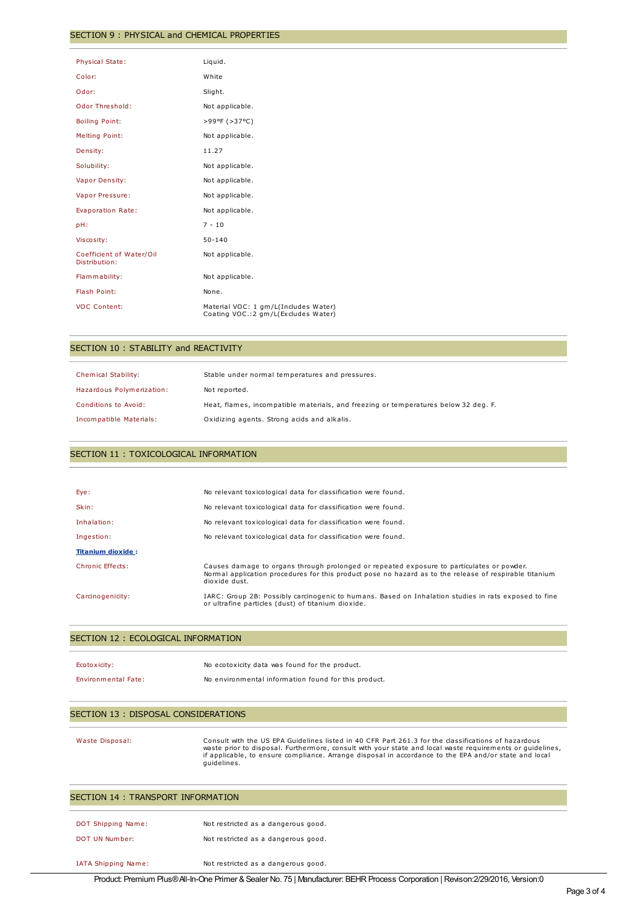## SECTION 9 : PHYSICAL and CHEMICAL PROPERTIES

| | |
|---|---|
| Physical State: | Liquid. |
| Color: | White |
| Odor: | Slight. |
| Odor Threshold: | Not applicable. |
| Boiling Point: | >99ºF (>37ºC) |
| Melting Point: | Not applicable. |
| Density: | 11.27 |
| Solubility: | Not applicable. |
| Vapor Density: | Not applicable. |
| Vapor Pressure: | Not applicable. |
| Evaporation Rate: | Not applicable. |
| pH: | 7 - 10 |
| Viscosity: | 50-140 |
| Coefficient of Water/Oil Distribution: | Not applicable. |
| Flammability: | Not applicable. |
| Flash Point: | None. |
| VOC Content: | Material VOC: 1 gm/L(Includes Water) Coating VOC.:2 gm/L(Excludes Water) |

## SECTION 10 : STABILITY and REACTIVITY

| | |
|---|---|
| Chemical Stability: | Stable under normal temperatures and pressures. |
| Hazardous Polymerization: | Not reported. |
| Conditions to Avoid: | Heat, flames, incompatible materials, and freezing or temperatures below 32 deg. F. |
| Incompatible Materials: | Oxidizing agents. Strong acids and alkalis. |

## SECTION 11 : TOXICOLOGICAL INFORMATION

| | |
|---|---|
| Eye: | No relevant toxicological data for classification were found. |
| Skin: | No relevant toxicological data for classification were found. |
| Inhalation: | No relevant toxicological data for classification were found. |
| Ingestion: | No relevant toxicological data for classification were found. |

**Titanium dioxide :**

| | |
|---|---|
| Chronic Effects: | Causes damage to organs through prolonged or repeated exposure to particulates or powder. Normal application procedures for this product pose no hazard as to the release of respirable titanium dioxide dust. |
| Carcinogenicity: | IARC: Group 2B: Possibly carcinogenic to humans. Based on Inhalation studies in rats exposed to fine or ultrafine particles (dust) of titanium dioxide. |

## SECTION 12 : ECOLOGICAL INFORMATION

| | |
|---|---|
| Ecotoxicity: | No ecotoxicity data was found for the product. |
| Environmental Fate: | No environmental information found for this product. |

## SECTION 13 : DISPOSAL CONSIDERATIONS

| | |
|---|---|
| Waste Disposal: | Consult with the US EPA Guidelines listed in 40 CFR Part 261.3 for the classifications of hazardous waste prior to disposal. Furthermore, consult with your state and local waste requirements or guidelines, if applicable, to ensure compliance. Arrange disposal in accordance to the EPA and/or state and local guidelines. |

## SECTION 14 : TRANSPORT INFORMATION

| | |
|---|---|
| DOT Shipping Name: | Not restricted as a dangerous good. |
| DOT UN Number: | Not restricted as a dangerous good. |
| IATA Shipping Name: | Not restricted as a dangerous good. |

Product: Premium Plus® All-In-One Primer & Sealer No. 75 | Manufacturer: BEHR Process Corporation | Revison:2/29/2016, Version:0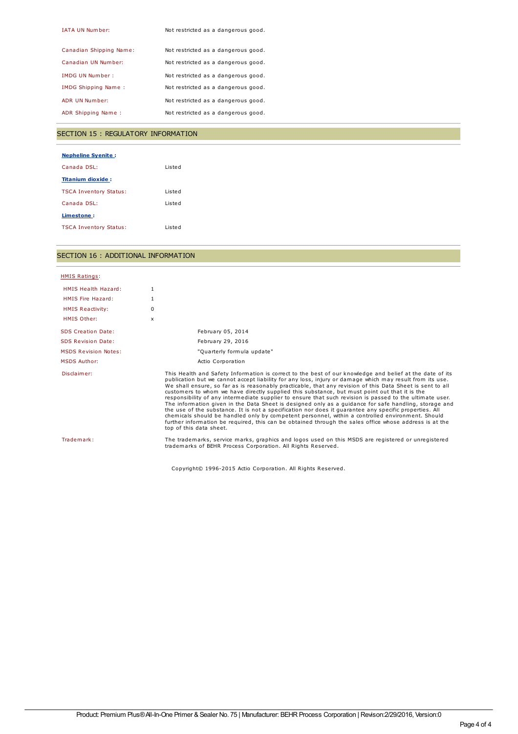| | |
|---|---|
| IATA UN Number: | Not restricted as a dangerous good. |
| Canadian Shipping Name: | Not restricted as a dangerous good. |
| Canadian UN Number: | Not restricted as a dangerous good. |
| IMDG UN Number : | Not restricted as a dangerous good. |
| IMDG Shipping Name : | Not restricted as a dangerous good. |
| ADR UN Number: | Not restricted as a dangerous good. |
| ADR Shipping Name : | Not restricted as a dangerous good. |

## SECTION 15 : REGULATORY INFORMATION

**Nepheline Syenite :**

| | |
|---|---|
| Canada DSL: | Listed |

**Titanium dioxide :**

| | |
|---|---|
| TSCA Inventory Status: | Listed |
| Canada DSL: | Listed |

**Limestone :**

| | |
|---|---|
| TSCA Inventory Status: | Listed |

## SECTION 16 : ADDITIONAL INFORMATION

HMIS Ratings:

| | |
|---|---|
| HMIS Health Hazard: | 1 |
| HMIS Fire Hazard: | 1 |
| HMIS Reactivity: | 0 |
| HMIS Other: | x |

| | |
|---|---|
| SDS Creation Date: | February 05, 2014 |
| SDS Revision Date: | February 29, 2016 |
| MSDS Revision Notes: | "Quarterly formula update" |
| MSDS Author: | Actio Corporation |

Disclaimer: This Health and Safety Information is correct to the best of our knowledge and belief at the date of its publication but we cannot accept liability for any loss, injury or damage which may result from its use. We shall ensure, so far as is reasonably practicable, that any revision of this Data Sheet is sent to all customers to whom we have directly supplied this substance, but must point out that it is the responsibility of any intermediate supplier to ensure that such revision is passed to the ultimate user. The information given in the Data Sheet is designed only as a guidance for safe handling, storage and the use of the substance. It is not a specification nor does it guarantee any specific properties. All chemicals should be handled only by competent personnel, within a controlled environment. Should further information be required, this can be obtained through the sales office whose address is at the top of this data sheet.

Trademark: The trademarks, service marks, graphics and logos used on this MSDS are registered or unregistered trademarks of BEHR Process Corporation. All Rights Reserved.

Copyright© 1996-2015 Actio Corporation. All Rights Reserved.